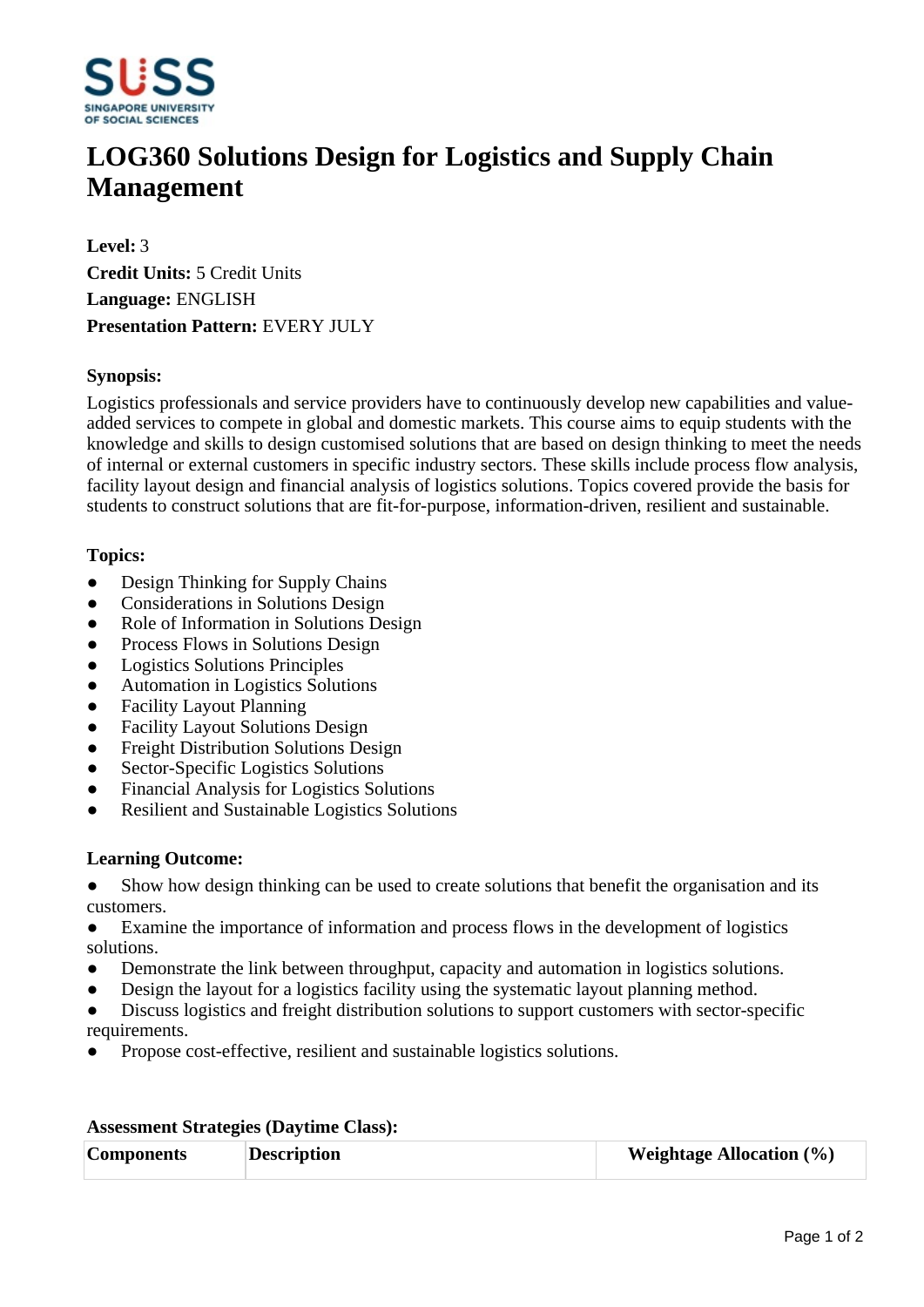# LOG360 Solutions Design for Logistics and Supply Chain Management

**Level:** 3
**Credit Units:** 5 Credit Units
**Language:** ENGLISH
**Presentation Pattern:** EVERY JULY

**Synopsis:**

Logistics professionals and service providers have to continuously develop new capabilities and value-added services to compete in global and domestic markets. This course aims to equip students with the knowledge and skills to design customised solutions that are based on design thinking to meet the needs of internal or external customers in specific industry sectors. These skills include process flow analysis, facility layout design and financial analysis of logistics solutions. Topics covered provide the basis for students to construct solutions that are fit-for-purpose, information-driven, resilient and sustainable.

**Topics:**

- Design Thinking for Supply Chains
- Considerations in Solutions Design
- Role of Information in Solutions Design
- Process Flows in Solutions Design
- Logistics Solutions Principles
- Automation in Logistics Solutions
- Facility Layout Planning
- Facility Layout Solutions Design
- Freight Distribution Solutions Design
- Sector-Specific Logistics Solutions
- Financial Analysis for Logistics Solutions
- Resilient and Sustainable Logistics Solutions

**Learning Outcome:**

- Show how design thinking can be used to create solutions that benefit the organisation and its customers.
- Examine the importance of information and process flows in the development of logistics solutions.
- Demonstrate the link between throughput, capacity and automation in logistics solutions.
- Design the layout for a logistics facility using the systematic layout planning method.
- Discuss logistics and freight distribution solutions to support customers with sector-specific requirements.
- Propose cost-effective, resilient and sustainable logistics solutions.

**Assessment Strategies (Daytime Class):**

| Components | Description | Weightage Allocation (%) |
|---|---|---|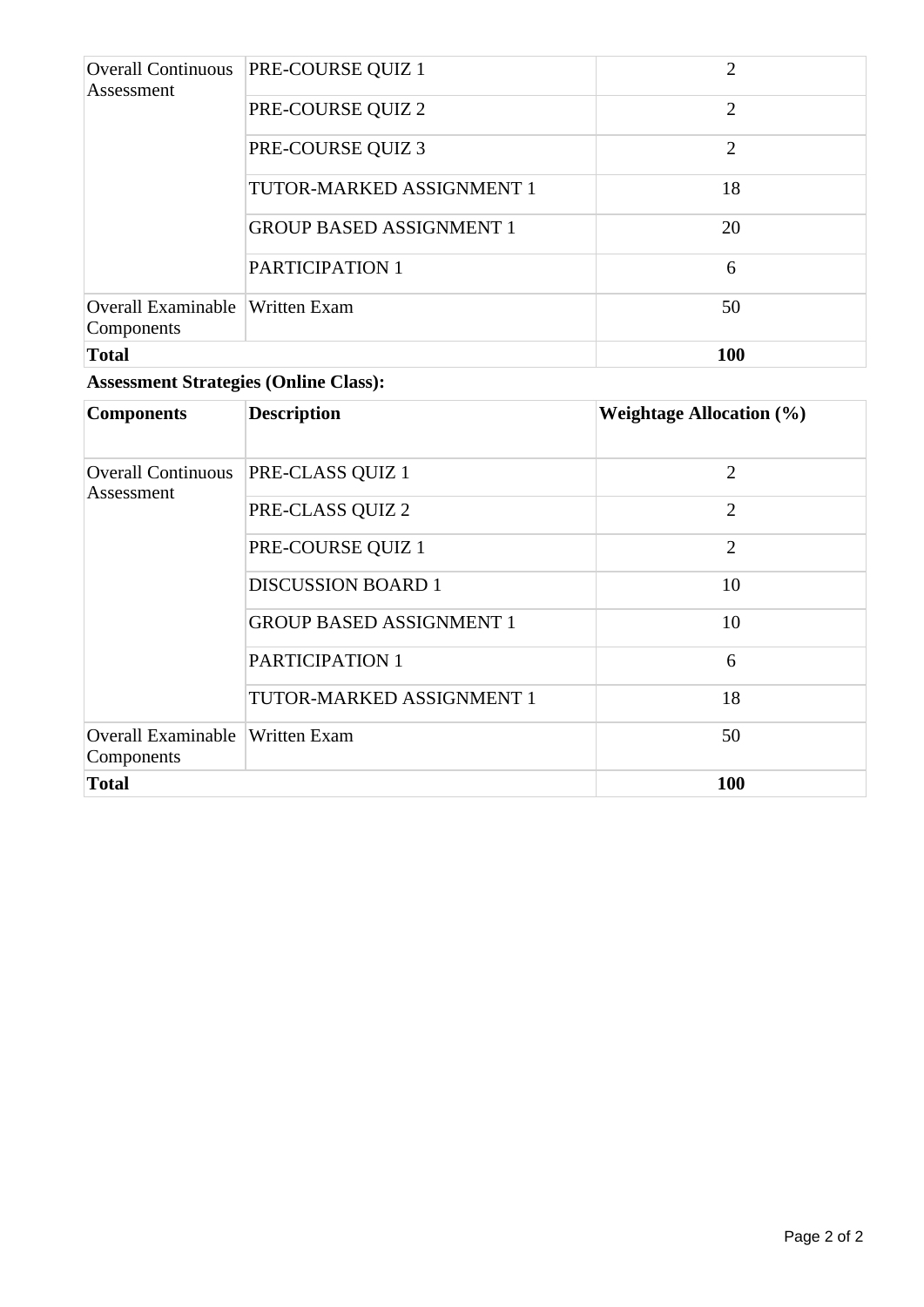| | | |
|---|---|---|
| Overall Continuous Assessment | PRE-COURSE QUIZ 1 | 2 |
| | PRE-COURSE QUIZ 2 | 2 |
| | PRE-COURSE QUIZ 3 | 2 |
| | TUTOR-MARKED ASSIGNMENT 1 | 18 |
| | GROUP BASED ASSIGNMENT 1 | 20 |
| | PARTICIPATION 1 | 6 |
| Overall Examinable Components | Written Exam | 50 |
| **Total** | | **100** |

**Assessment Strategies (Online Class):**

| **Components** | **Description** | **Weightage Allocation (%)** |
|---|---|---|
| Overall Continuous Assessment | PRE-CLASS QUIZ 1 | 2 |
| | PRE-CLASS QUIZ 2 | 2 |
| | PRE-COURSE QUIZ 1 | 2 |
| | DISCUSSION BOARD 1 | 10 |
| | GROUP BASED ASSIGNMENT 1 | 10 |
| | PARTICIPATION 1 | 6 |
| | TUTOR-MARKED ASSIGNMENT 1 | 18 |
| Overall Examinable Components | Written Exam | 50 |
| **Total** | | **100** |